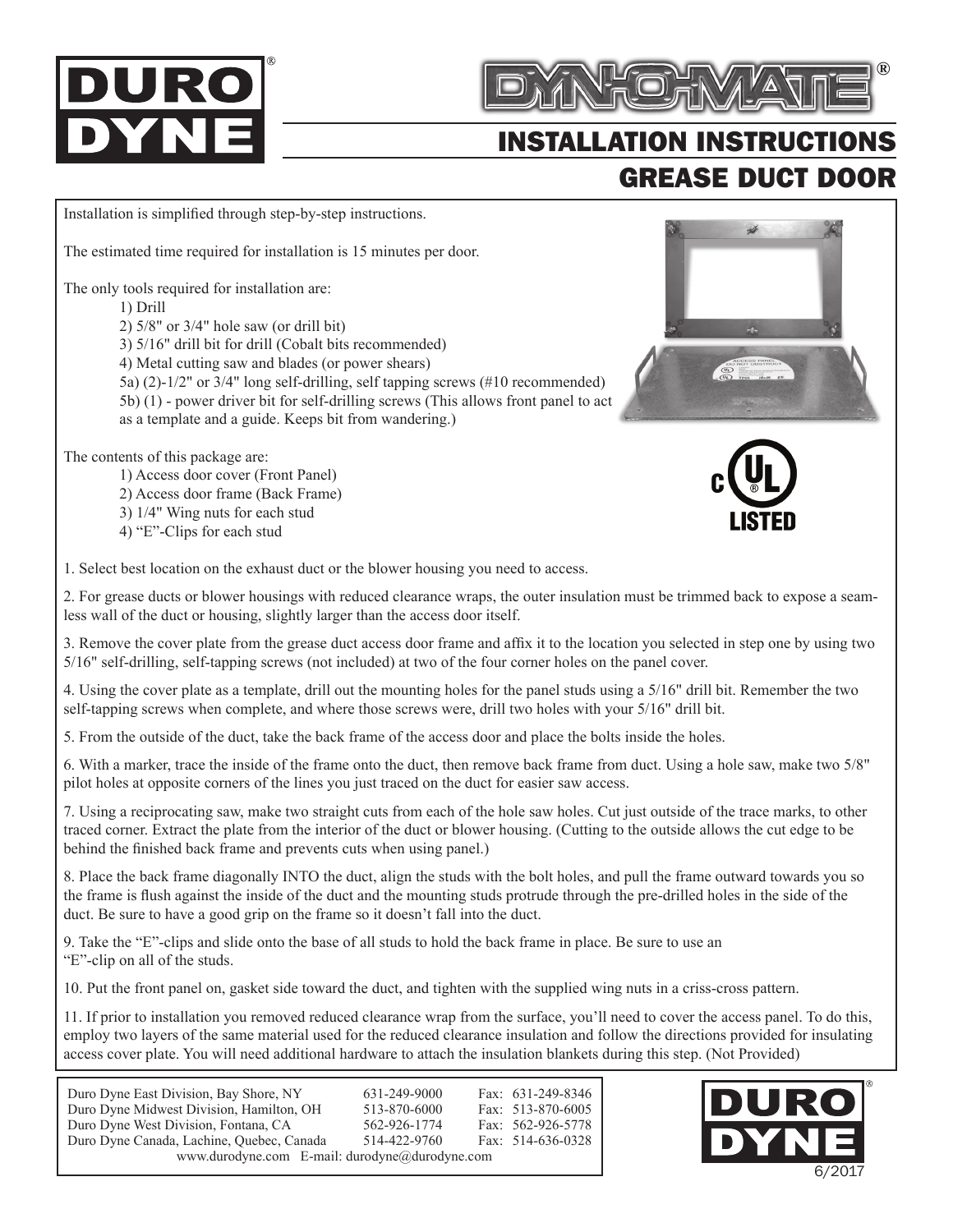# DURO DYNE®

# DYN-O-MATE®

## INSTALLATION INSTRUCTIONS

## GREASE DUCT DOOR

Installation is simplified through step-by-step instructions.

The estimated time required for installation is 15 minutes per door.

The only tools required for installation are:

1) Drill
2) 5/8" or 3/4" hole saw (or drill bit)
3) 5/16" drill bit for drill (Cobalt bits recommended)
4) Metal cutting saw and blades (or power shears)
5a) (2)-1/2" or 3/4" long self-drilling, self tapping screws (#10 recommended)
5b) (1) - power driver bit for self-drilling screws (This allows front panel to act as a template and a guide. Keeps bit from wandering.)

The contents of this package are:

1) Access door cover (Front Panel)
2) Access door frame (Back Frame)
3) 1/4" Wing nuts for each stud
4) "E"-Clips for each stud

C UL LISTED

1. Select best location on the exhaust duct or the blower housing you need to access.

2. For grease ducts or blower housings with reduced clearance wraps, the outer insulation must be trimmed back to expose a seamless wall of the duct or housing, slightly larger than the access door itself.

3. Remove the cover plate from the grease duct access door frame and affix it to the location you selected in step one by using two 5/16" self-drilling, self-tapping screws (not included) at two of the four corner holes on the panel cover.

4. Using the cover plate as a template, drill out the mounting holes for the panel studs using a 5/16" drill bit. Remember the two self-tapping screws when complete, and where those screws were, drill two holes with your 5/16" drill bit.

5. From the outside of the duct, take the back frame of the access door and place the bolts inside the holes.

6. With a marker, trace the inside of the frame onto the duct, then remove back frame from duct. Using a hole saw, make two 5/8" pilot holes at opposite corners of the lines you just traced on the duct for easier saw access.

7. Using a reciprocating saw, make two straight cuts from each of the hole saw holes. Cut just outside of the trace marks, to other traced corner. Extract the plate from the interior of the duct or blower housing. (Cutting to the outside allows the cut edge to be behind the finished back frame and prevents cuts when using panel.)

8. Place the back frame diagonally INTO the duct, align the studs with the bolt holes, and pull the frame outward towards you so the frame is flush against the inside of the duct and the mounting studs protrude through the pre-drilled holes in the side of the duct. Be sure to have a good grip on the frame so it doesn't fall into the duct.

9. Take the "E"-clips and slide onto the base of all studs to hold the back frame in place. Be sure to use an "E"-clip on all of the studs.

10. Put the front panel on, gasket side toward the duct, and tighten with the supplied wing nuts in a criss-cross pattern.

11. If prior to installation you removed reduced clearance wrap from the surface, you'll need to cover the access panel. To do this, employ two layers of the same material used for the reduced clearance insulation and follow the directions provided for insulating access cover plate. You will need additional hardware to attach the insulation blankets during this step. (Not Provided)

| | | |
|---|---|---|
| Duro Dyne East Division, Bay Shore, NY | 631-249-9000 | Fax: 631-249-8346 |
| Duro Dyne Midwest Division, Hamilton, OH | 513-870-6000 | Fax: 513-870-6005 |
| Duro Dyne West Division, Fontana, CA | 562-926-1774 | Fax: 562-926-5778 |
| Duro Dyne Canada, Lachine, Quebec, Canada | 514-422-9760 | Fax: 514-636-0328 |

www.durodyne.com E-mail: durodyne@durodyne.com

DURO DYNE®

6/2017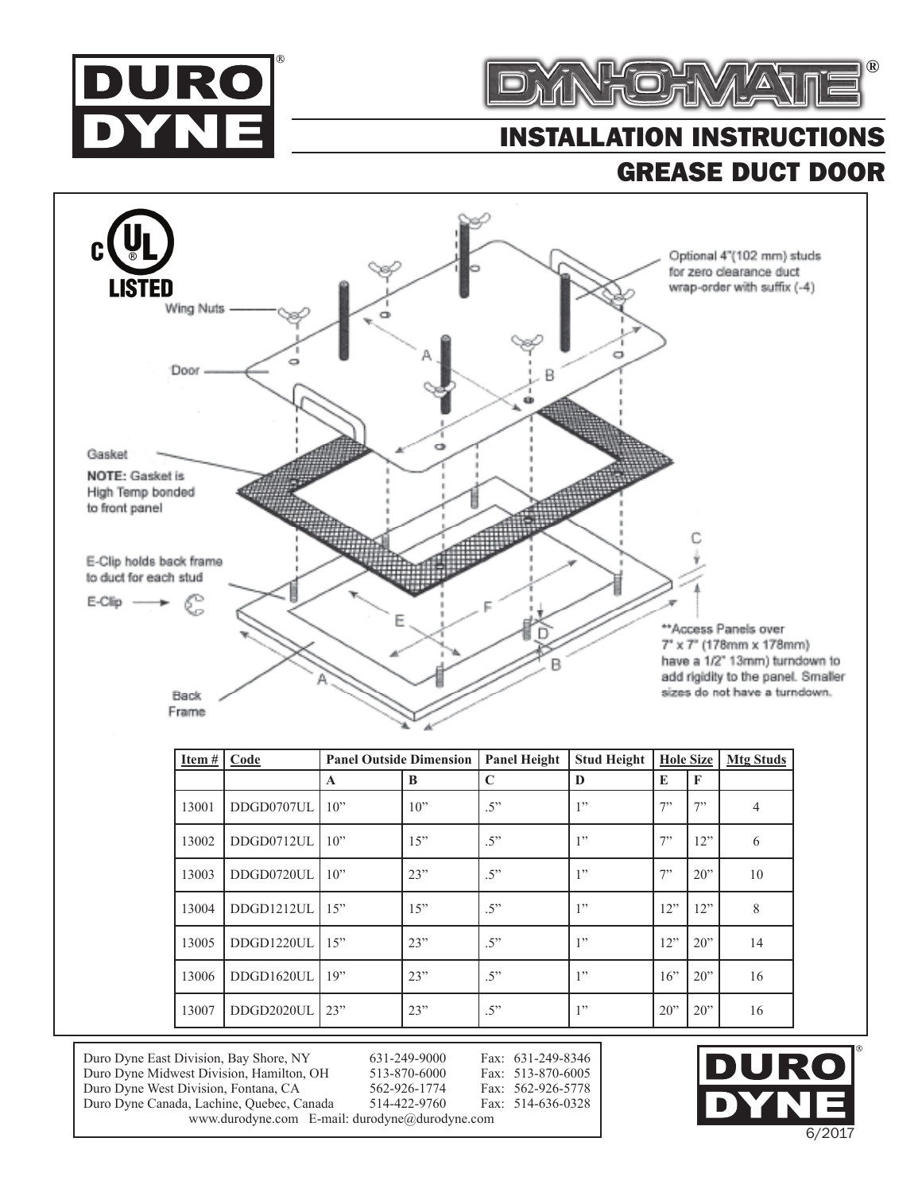# DURO DYNE

# DYN-O-MATE®

## INSTALLATION INSTRUCTIONS

## GREASE DUCT DOOR

c UL LISTED

Wing Nuts

Door

Optional 4"(102 mm) studs for zero clearance duct wrap-order with suffix (-4)

Gasket

**NOTE:** Gasket is High Temp bonded to front panel

E-Clip holds back frame to duct for each stud

E-Clip

Back Frame

A

B

C

D

E

F

**Access Panels over 7" x 7" (178mm x 178mm) have a 1/2" 13mm) turndown to add rigidity to the panel. Smaller sizes do not have a turndown.

| Item # | Code | Panel Outside Dimension | | Panel Height | Stud Height | Hole Size | | Mtg Studs |
|---|---|---|---|---|---|---|---|---|
| | | A | B | C | D | E | F | |
| 13001 | DDGD0707UL | 10" | 10" | .5" | 1" | 7" | 7" | 4 |
| 13002 | DDGD0712UL | 10" | 15" | .5" | 1" | 7" | 12" | 6 |
| 13003 | DDGD0720UL | 10" | 23" | .5" | 1" | 7" | 20" | 10 |
| 13004 | DDGD1212UL | 15" | 15" | .5" | 1" | 12" | 12" | 8 |
| 13005 | DDGD1220UL | 15" | 23" | .5" | 1" | 12" | 20" | 14 |
| 13006 | DDGD1620UL | 19" | 23" | .5" | 1" | 16" | 20" | 16 |
| 13007 | DDGD2020UL | 23" | 23" | .5" | 1" | 20" | 20" | 16 |

| | | |
|---|---|---|
| Duro Dyne East Division, Bay Shore, NY | 631-249-9000 | Fax: 631-249-8346 |
| Duro Dyne Midwest Division, Hamilton, OH | 513-870-6000 | Fax: 513-870-6005 |
| Duro Dyne West Division, Fontana, CA | 562-926-1774 | Fax: 562-926-5778 |
| Duro Dyne Canada, Lachine, Quebec, Canada | 514-422-9760 | Fax: 514-636-0328 |

www.durodyne.com E-mail: durodyne@durodyne.com

DURO DYNE

6/2017